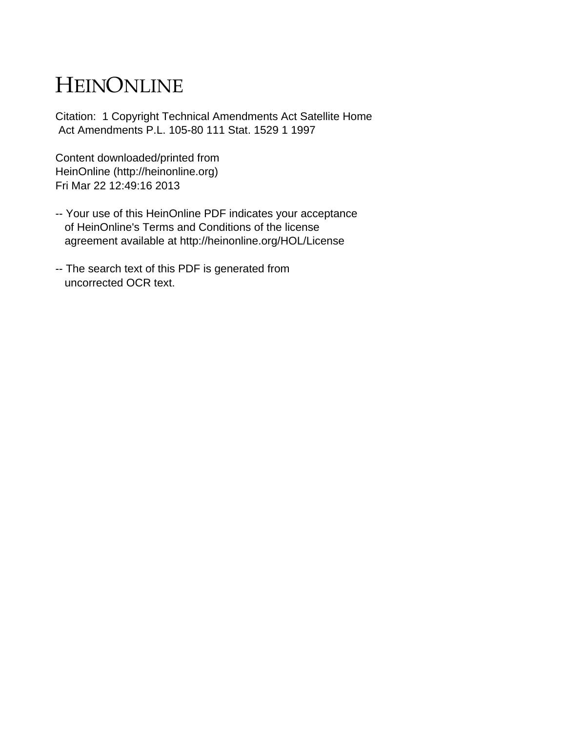# HEINONLINE

Citation: 1 Copyright Technical Amendments Act Satellite Home Act Amendments P.L. 105-80 111 Stat. 1529 1 1997

Content downloaded/printed from
HeinOnline (http://heinonline.org)
Fri Mar 22 12:49:16 2013

-- Your use of this HeinOnline PDF indicates your acceptance of HeinOnline's Terms and Conditions of the license agreement available at http://heinonline.org/HOL/License

-- The search text of this PDF is generated from uncorrected OCR text.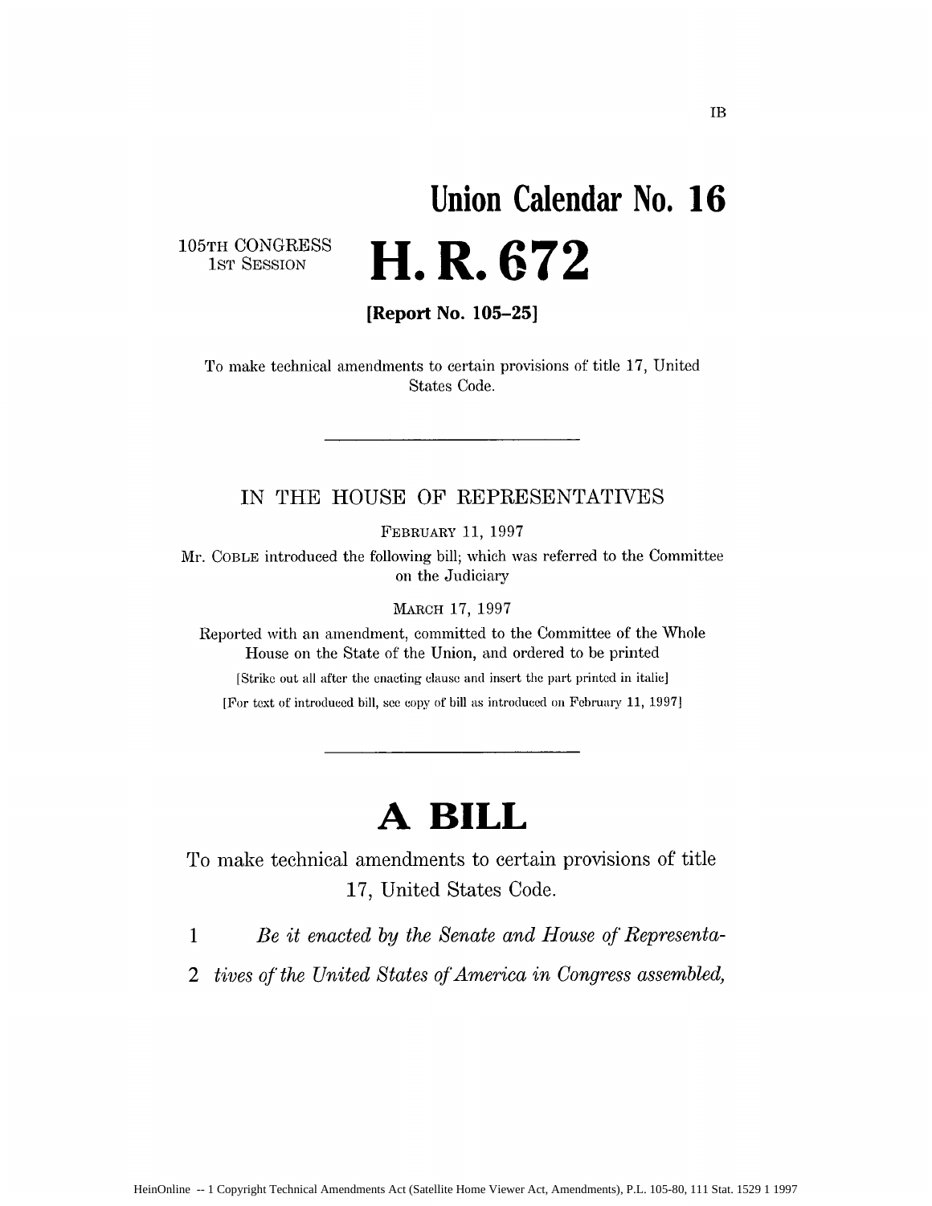IB

# Union Calendar No. 16

105TH CONGRESS
1ST SESSION

# H. R. 672

**[Report No. 105–25]**

To make technical amendments to certain provisions of title 17, United States Code.

---

IN THE HOUSE OF REPRESENTATIVES

FEBRUARY 11, 1997

Mr. COBLE introduced the following bill; which was referred to the Committee on the Judiciary

MARCH 17, 1997

Reported with an amendment, committed to the Committee of the Whole House on the State of the Union, and ordered to be printed

[Strike out all after the enacting clause and insert the part printed in italic]

[For text of introduced bill, see copy of bill as introduced on February 11, 1997]

---

# A BILL

To make technical amendments to certain provisions of title 17, United States Code.

1 *Be it enacted by the Senate and House of Representa-*

2 *tives of the United States of America in Congress assembled,*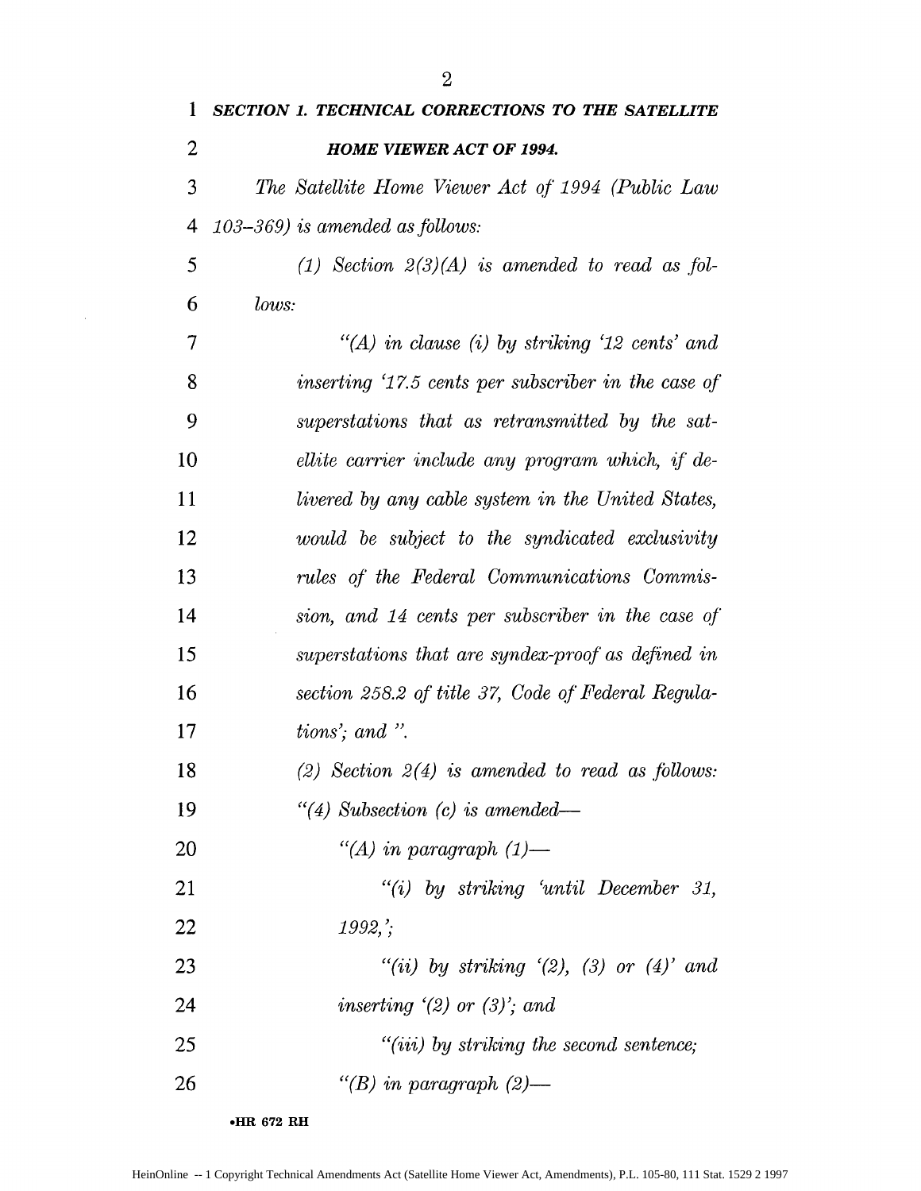***SECTION 1. TECHNICAL CORRECTIONS TO THE SATELLITE HOME VIEWER ACT OF 1994.***

*The Satellite Home Viewer Act of 1994 (Public Law 103–369) is amended as follows:*

*(1) Section 2(3)(A) is amended to read as follows:*

*"(A) in clause (i) by striking '12 cents' and inserting '17.5 cents per subscriber in the case of superstations that as retransmitted by the satellite carrier include any program which, if delivered by any cable system in the United States, would be subject to the syndicated exclusivity rules of the Federal Communications Commission, and 14 cents per subscriber in the case of superstations that are syndex-proof as defined in section 258.2 of title 37, Code of Federal Regulations'; and ".*

*(2) Section 2(4) is amended to read as follows:*

*"(4) Subsection (c) is amended—*

*"(A) in paragraph (1)—*

*"(i) by striking 'until December 31, 1992,';*

*"(ii) by striking '(2), (3) or (4)' and inserting '(2) or (3)'; and*

*"(iii) by striking the second sentence;*

*"(B) in paragraph (2)—*

•HR 672 RH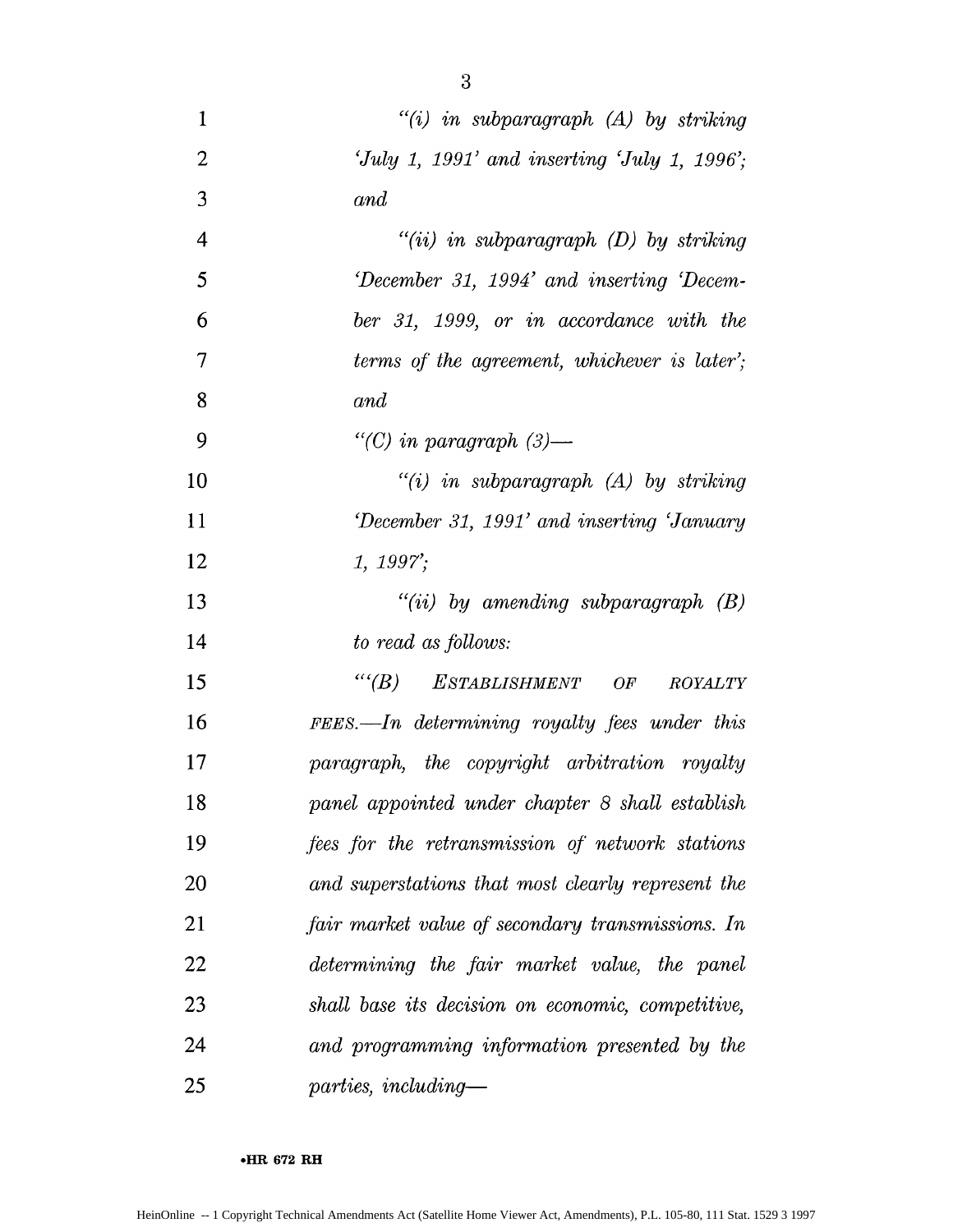*"(i) in subparagraph (A) by striking 'July 1, 1991' and inserting 'July 1, 1996'; and*

*"(ii) in subparagraph (D) by striking 'December 31, 1994' and inserting 'December 31, 1999, or in accordance with the terms of the agreement, whichever is later'; and*

*"(C) in paragraph (3)—*

*"(i) in subparagraph (A) by striking 'December 31, 1991' and inserting 'January 1, 1997';*

*"(ii) by amending subparagraph (B) to read as follows:*

*"'(B) ESTABLISHMENT OF ROYALTY FEES.—In determining royalty fees under this paragraph, the copyright arbitration royalty panel appointed under chapter 8 shall establish fees for the retransmission of network stations and superstations that most clearly represent the fair market value of secondary transmissions. In determining the fair market value, the panel shall base its decision on economic, competitive, and programming information presented by the parties, including—*

•HR 672 RH

HeinOnline -- 1 Copyright Technical Amendments Act (Satellite Home Viewer Act, Amendments), P.L. 105-80, 111 Stat. 1529 3 1997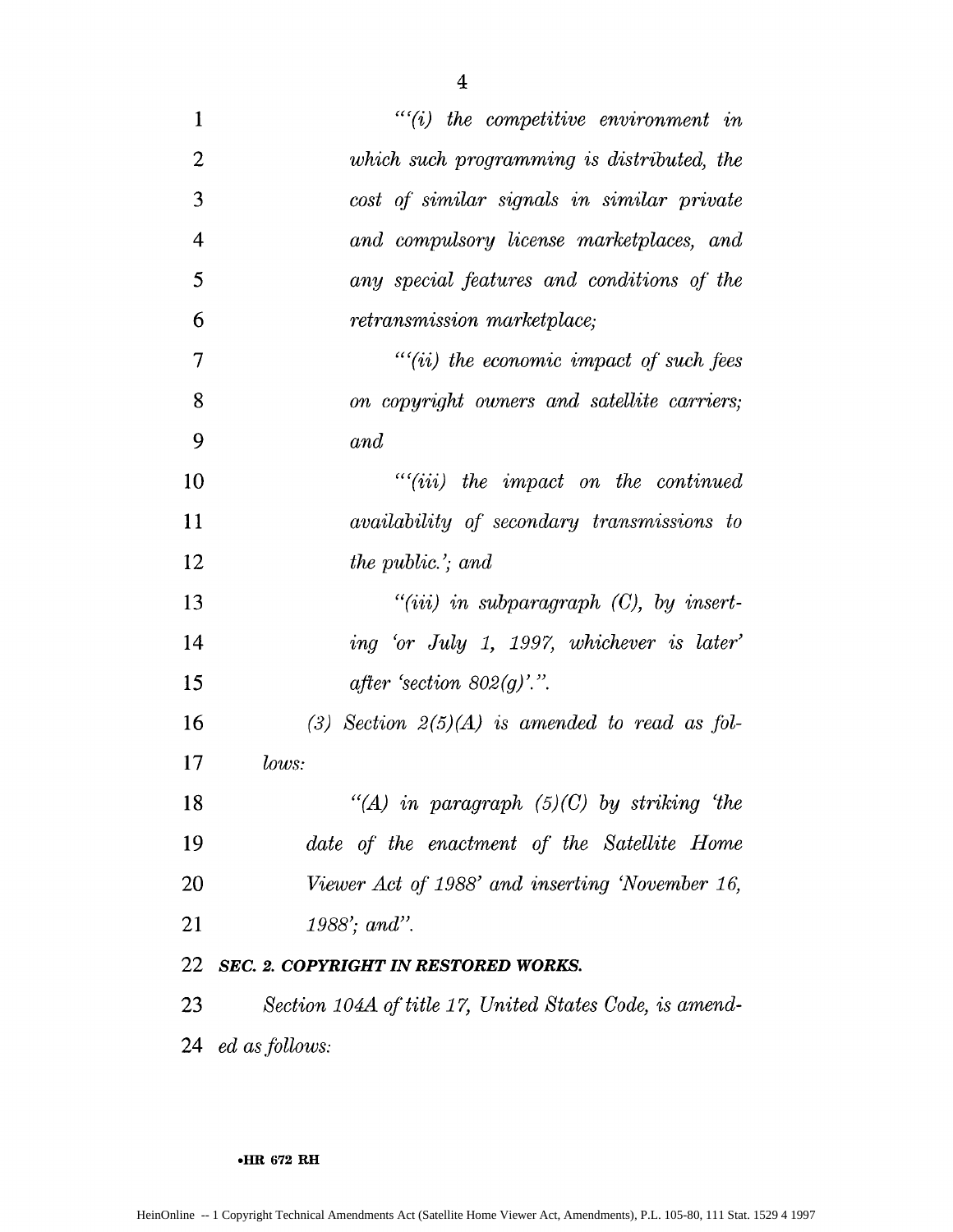*"'(i) the competitive environment in which such programming is distributed, the cost of similar signals in similar private and compulsory license marketplaces, and any special features and conditions of the retransmission marketplace;*

*"'(ii) the economic impact of such fees on copyright owners and satellite carriers; and*

*"'(iii) the impact on the continued availability of secondary transmissions to the public.'; and*

*"(iii) in subparagraph (C), by inserting 'or July 1, 1997, whichever is later' after 'section 802(g)'.".*

*(3) Section 2(5)(A) is amended to read as follows:*

*"(A) in paragraph (5)(C) by striking 'the date of the enactment of the Satellite Home Viewer Act of 1988' and inserting 'November 16, 1988'; and".*

***SEC. 2. COPYRIGHT IN RESTORED WORKS.***

*Section 104A of title 17, United States Code, is amended as follows:*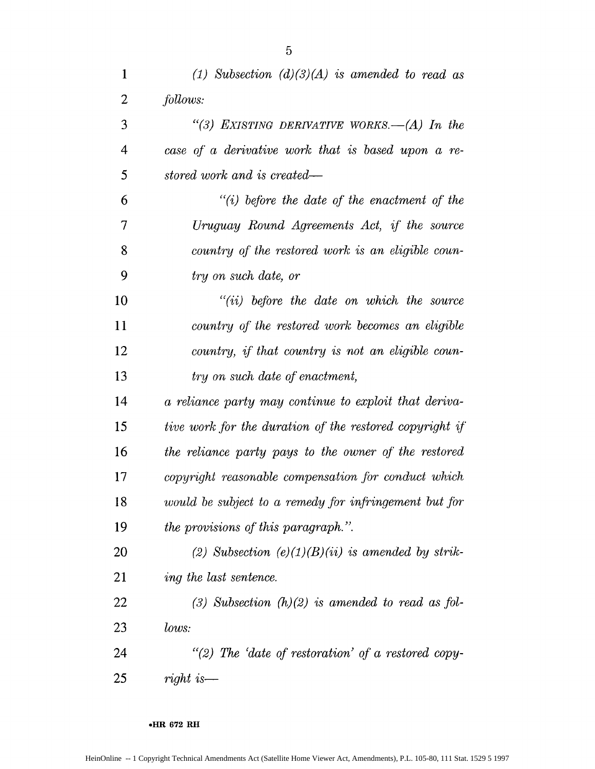*(1) Subsection (d)(3)(A) is amended to read as follows:*

*"(3) EXISTING DERIVATIVE WORKS.—(A) In the case of a derivative work that is based upon a restored work and is created—*

*"(i) before the date of the enactment of the Uruguay Round Agreements Act, if the source country of the restored work is an eligible country on such date, or*

*"(ii) before the date on which the source country of the restored work becomes an eligible country, if that country is not an eligible country on such date of enactment,*

*a reliance party may continue to exploit that derivative work for the duration of the restored copyright if the reliance party pays to the owner of the restored copyright reasonable compensation for conduct which would be subject to a remedy for infringement but for the provisions of this paragraph.".*

*(2) Subsection (e)(1)(B)(ii) is amended by striking the last sentence.*

*(3) Subsection (h)(2) is amended to read as follows:*

*"(2) The 'date of restoration' of a restored copyright is—*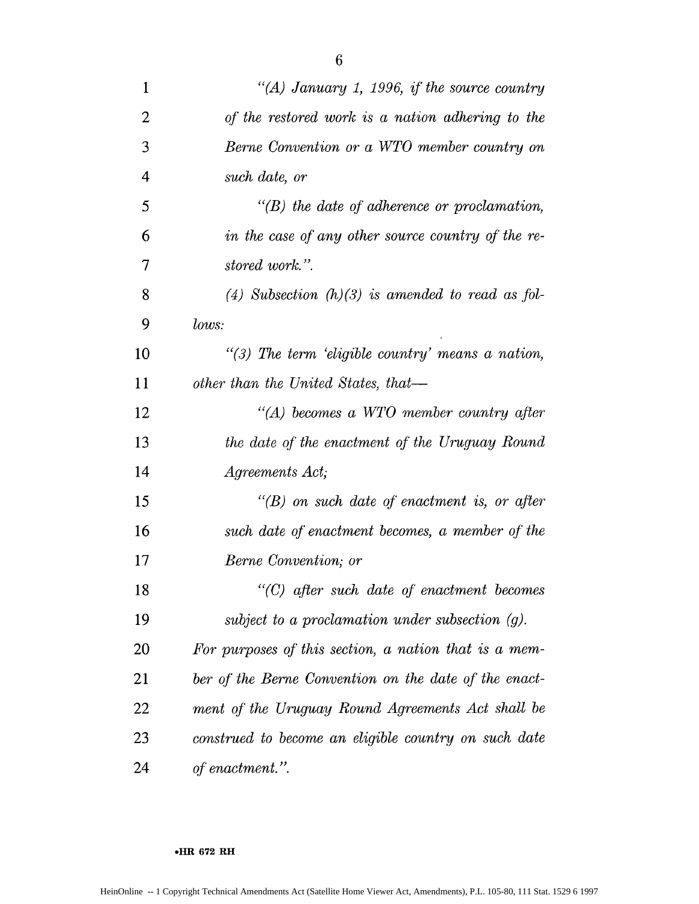*"(A) January 1, 1996, if the source country of the restored work is a nation adhering to the Berne Convention or a WTO member country on such date, or*

*"(B) the date of adherence or proclamation, in the case of any other source country of the restored work.".*

*(4) Subsection (h)(3) is amended to read as follows:*

*"(3) The term 'eligible country' means a nation, other than the United States, that—*

*"(A) becomes a WTO member country after the date of the enactment of the Uruguay Round Agreements Act;*

*"(B) on such date of enactment is, or after such date of enactment becomes, a member of the Berne Convention; or*

*"(C) after such date of enactment becomes subject to a proclamation under subsection (g).*

*For purposes of this section, a nation that is a member of the Berne Convention on the date of the enactment of the Uruguay Round Agreements Act shall be construed to become an eligible country on such date of enactment.".*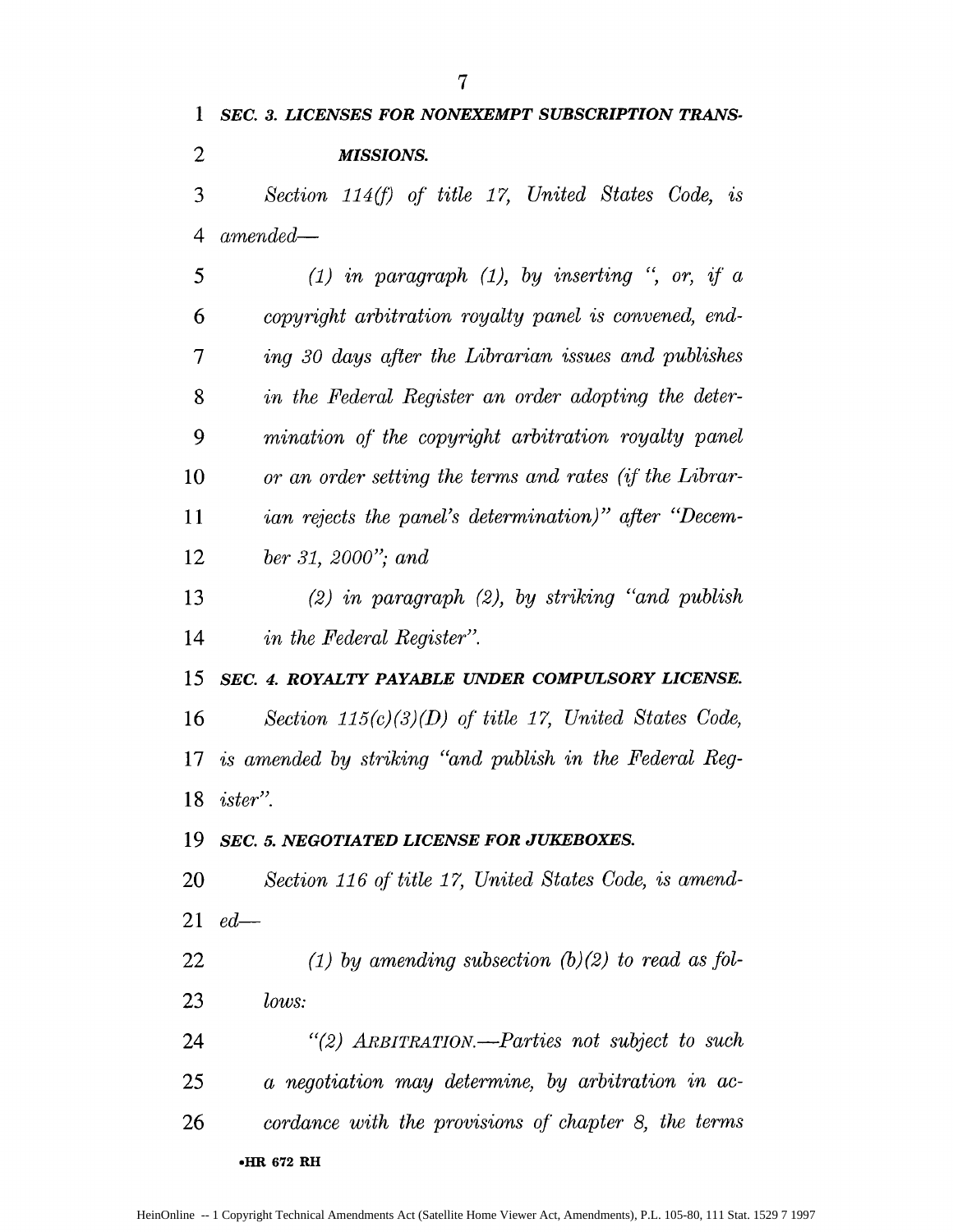***SEC. 3. LICENSES FOR NONEXEMPT SUBSCRIPTION TRANSMISSIONS.***

*Section 114(f) of title 17, United States Code, is amended—*

*(1) in paragraph (1), by inserting ", or, if a copyright arbitration royalty panel is convened, ending 30 days after the Librarian issues and publishes in the Federal Register an order adopting the determination of the copyright arbitration royalty panel or an order setting the terms and rates (if the Librarian rejects the panel's determination)" after "December 31, 2000"; and*

*(2) in paragraph (2), by striking "and publish in the Federal Register".*

***SEC. 4. ROYALTY PAYABLE UNDER COMPULSORY LICENSE.***

*Section 115(c)(3)(D) of title 17, United States Code, is amended by striking "and publish in the Federal Register".*

***SEC. 5. NEGOTIATED LICENSE FOR JUKEBOXES.***

*Section 116 of title 17, United States Code, is amended—*

*(1) by amending subsection (b)(2) to read as follows:*

*"(2) ARBITRATION.—Parties not subject to such a negotiation may determine, by arbitration in accordance with the provisions of chapter 8, the terms*

•HR 672 RH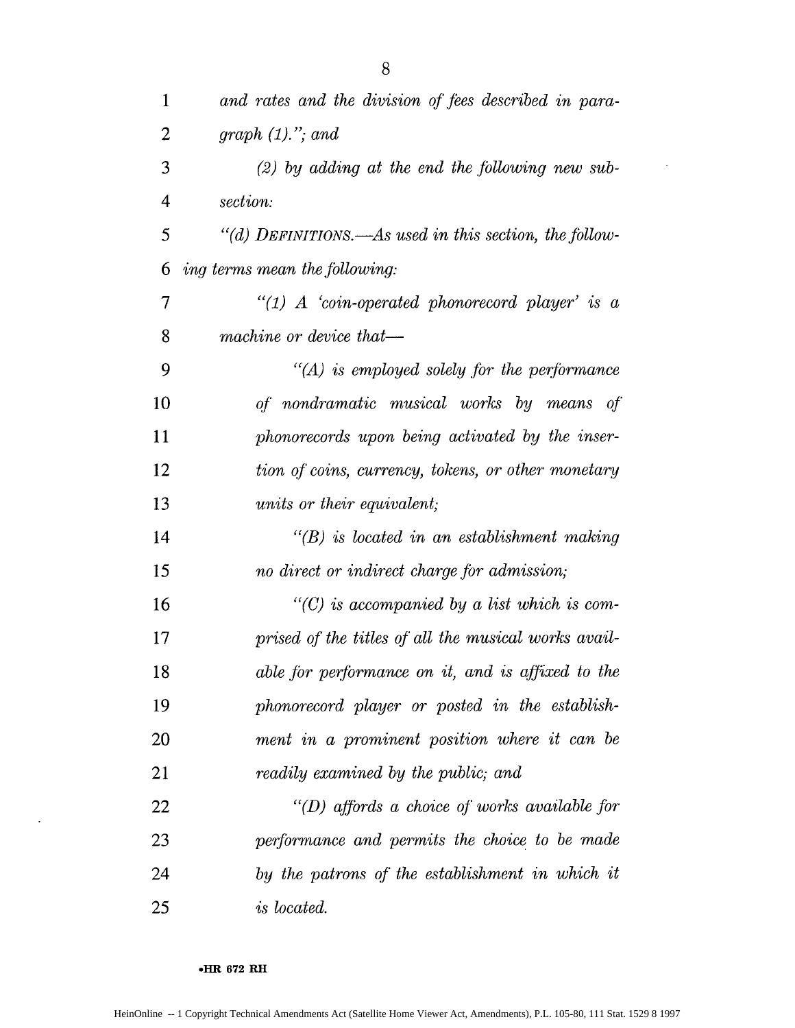*and rates and the division of fees described in paragraph (1).”; and*

*(2) by adding at the end the following new subsection:*

*“(d) DEFINITIONS.—As used in this section, the following terms mean the following:*

*“(1) A ‘coin-operated phonorecord player’ is a machine or device that—*

*“(A) is employed solely for the performance of nondramatic musical works by means of phonorecords upon being activated by the insertion of coins, currency, tokens, or other monetary units or their equivalent;*

*“(B) is located in an establishment making no direct or indirect charge for admission;*

*“(C) is accompanied by a list which is comprised of the titles of all the musical works available for performance on it, and is affixed to the phonorecord player or posted in the establishment in a prominent position where it can be readily examined by the public; and*

*“(D) affords a choice of works available for performance and permits the choice to be made by the patrons of the establishment in which it is located.*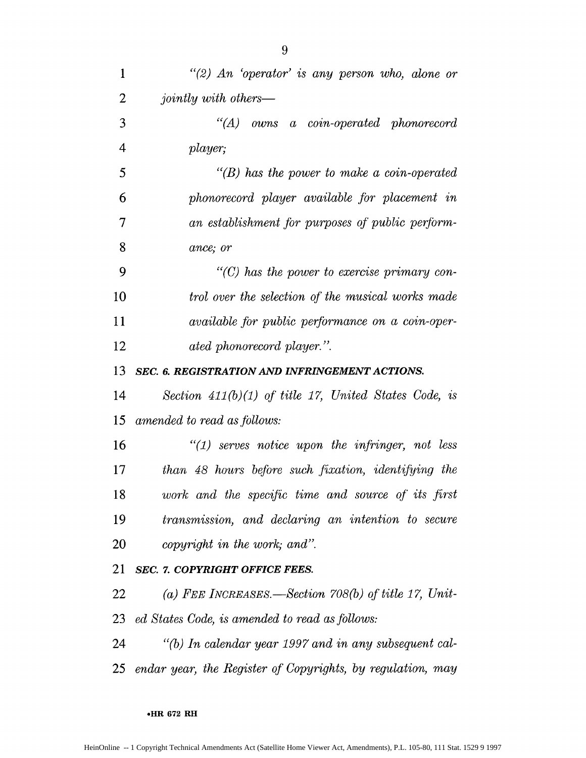*"(2) An 'operator' is any person who, alone or jointly with others—*

*"(A) owns a coin-operated phonorecord player;*

*"(B) has the power to make a coin-operated phonorecord player available for placement in an establishment for purposes of public performance; or*

*"(C) has the power to exercise primary control over the selection of the musical works made available for public performance on a coin-operated phonorecord player.".*

***SEC. 6. REGISTRATION AND INFRINGEMENT ACTIONS.***

*Section 411(b)(1) of title 17, United States Code, is amended to read as follows:*

*"(1) serves notice upon the infringer, not less than 48 hours before such fixation, identifying the work and the specific time and source of its first transmission, and declaring an intention to secure copyright in the work; and".*

***SEC. 7. COPYRIGHT OFFICE FEES.***

*(a) FEE INCREASES.—Section 708(b) of title 17, United States Code, is amended to read as follows:*

*"(b) In calendar year 1997 and in any subsequent calendar year, the Register of Copyrights, by regulation, may*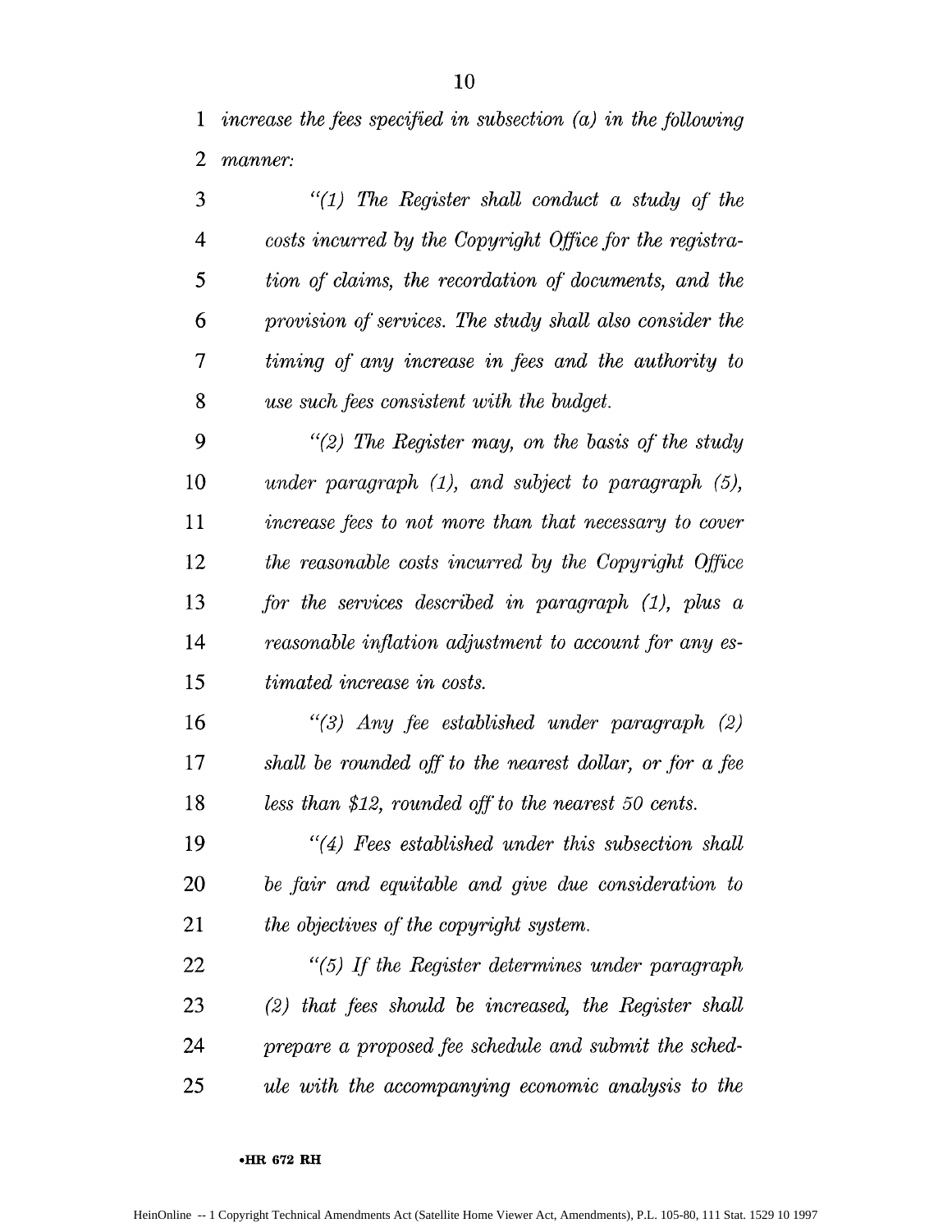*increase the fees specified in subsection (a) in the following manner:*

*"(1) The Register shall conduct a study of the costs incurred by the Copyright Office for the registration of claims, the recordation of documents, and the provision of services. The study shall also consider the timing of any increase in fees and the authority to use such fees consistent with the budget.*

*"(2) The Register may, on the basis of the study under paragraph (1), and subject to paragraph (5), increase fees to not more than that necessary to cover the reasonable costs incurred by the Copyright Office for the services described in paragraph (1), plus a reasonable inflation adjustment to account for any estimated increase in costs.*

*"(3) Any fee established under paragraph (2) shall be rounded off to the nearest dollar, or for a fee less than $12, rounded off to the nearest 50 cents.*

*"(4) Fees established under this subsection shall be fair and equitable and give due consideration to the objectives of the copyright system.*

*"(5) If the Register determines under paragraph (2) that fees should be increased, the Register shall prepare a proposed fee schedule and submit the schedule with the accompanying economic analysis to the*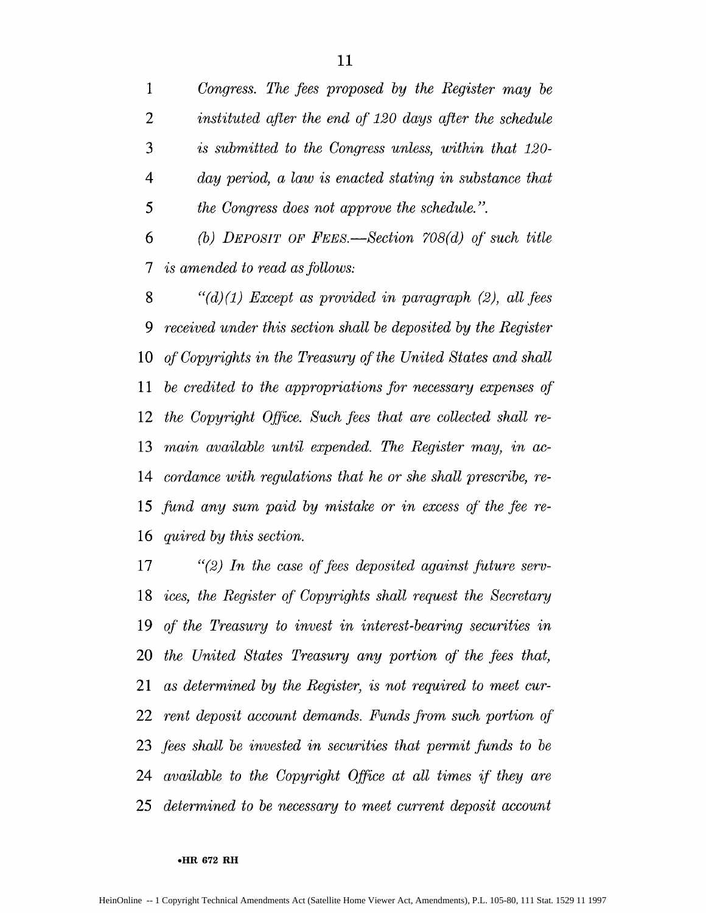*Congress. The fees proposed by the Register may be instituted after the end of 120 days after the schedule is submitted to the Congress unless, within that 120-day period, a law is enacted stating in substance that the Congress does not approve the schedule.".*

*(b) DEPOSIT OF FEES.—Section 708(d) of such title is amended to read as follows:*

*"(d)(1) Except as provided in paragraph (2), all fees received under this section shall be deposited by the Register of Copyrights in the Treasury of the United States and shall be credited to the appropriations for necessary expenses of the Copyright Office. Such fees that are collected shall remain available until expended. The Register may, in accordance with regulations that he or she shall prescribe, refund any sum paid by mistake or in excess of the fee required by this section.*

*"(2) In the case of fees deposited against future services, the Register of Copyrights shall request the Secretary of the Treasury to invest in interest-bearing securities in the United States Treasury any portion of the fees that, as determined by the Register, is not required to meet current deposit account demands. Funds from such portion of fees shall be invested in securities that permit funds to be available to the Copyright Office at all times if they are determined to be necessary to meet current deposit account*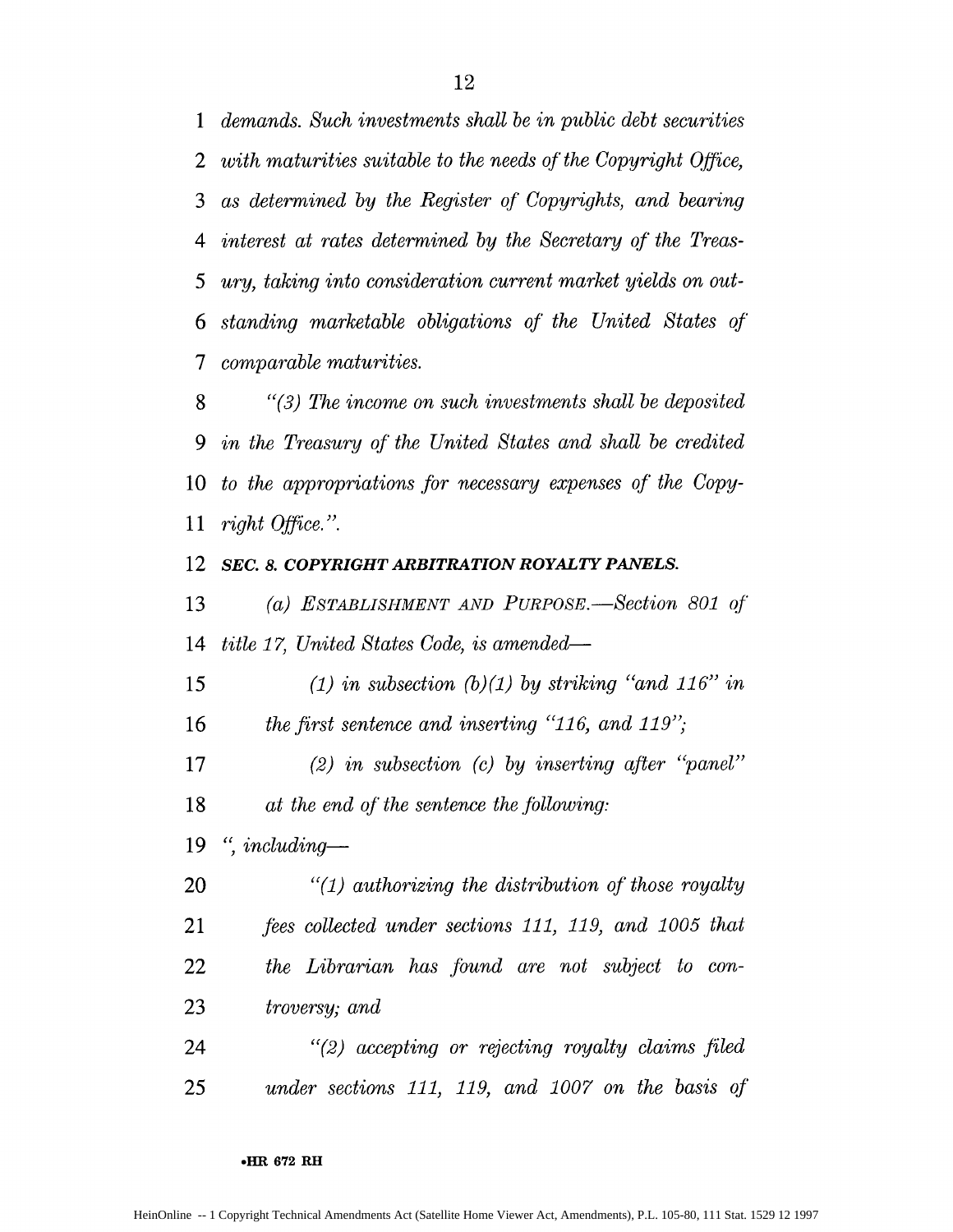*demands. Such investments shall be in public debt securities with maturities suitable to the needs of the Copyright Office, as determined by the Register of Copyrights, and bearing interest at rates determined by the Secretary of the Treasury, taking into consideration current market yields on outstanding marketable obligations of the United States of comparable maturities.*

*"(3) The income on such investments shall be deposited in the Treasury of the United States and shall be credited to the appropriations for necessary expenses of the Copyright Office.".*

***SEC. 8. COPYRIGHT ARBITRATION ROYALTY PANELS.***

*(a) ESTABLISHMENT AND PURPOSE.—Section 801 of title 17, United States Code, is amended—*

*(1) in subsection (b)(1) by striking "and 116" in the first sentence and inserting "116, and 119";*

*(2) in subsection (c) by inserting after "panel" at the end of the sentence the following:*

*", including—*

*"(1) authorizing the distribution of those royalty fees collected under sections 111, 119, and 1005 that the Librarian has found are not subject to controversy; and*

*"(2) accepting or rejecting royalty claims filed under sections 111, 119, and 1007 on the basis of*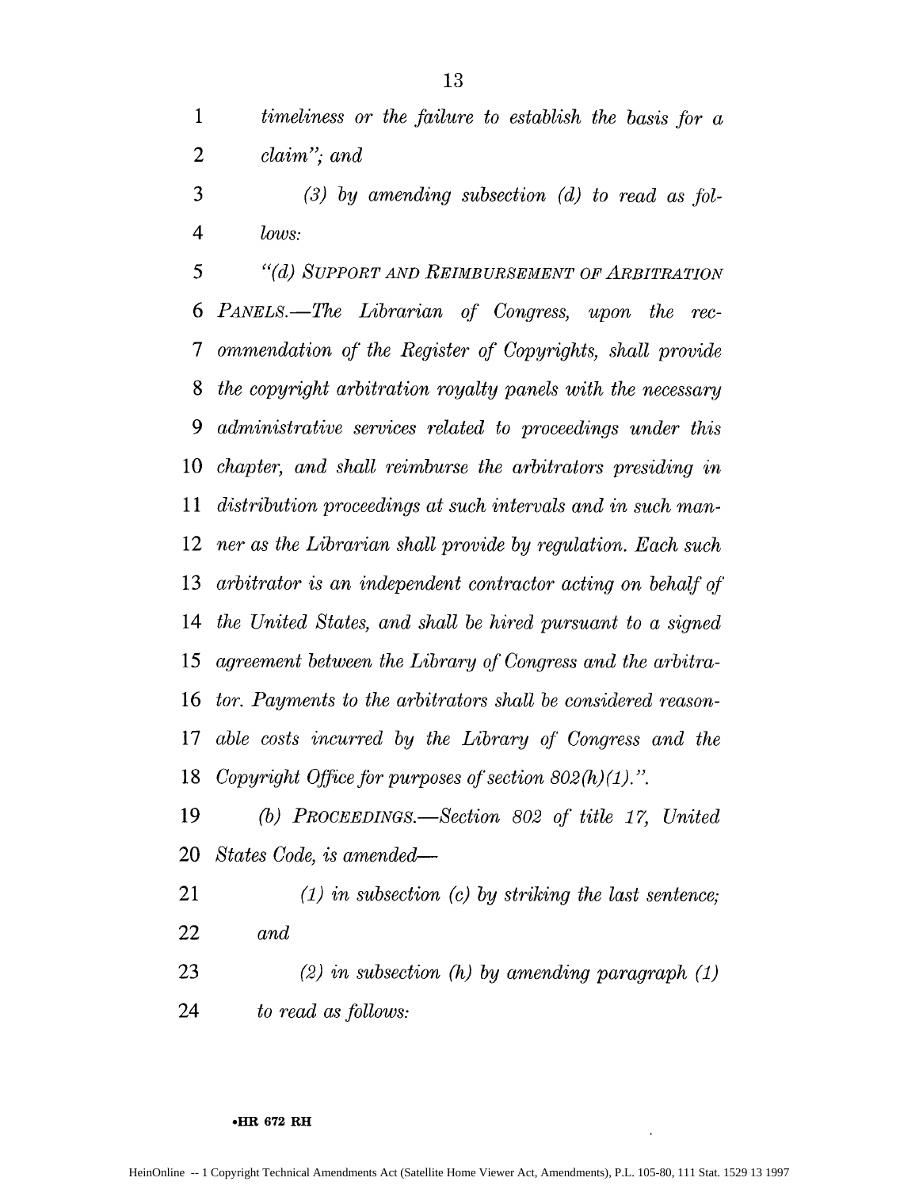*timeliness or the failure to establish the basis for a claim"; and*

*(3) by amending subsection (d) to read as follows:*

*"(d) SUPPORT AND REIMBURSEMENT OF ARBITRATION PANELS.—The Librarian of Congress, upon the recommendation of the Register of Copyrights, shall provide the copyright arbitration royalty panels with the necessary administrative services related to proceedings under this chapter, and shall reimburse the arbitrators presiding in distribution proceedings at such intervals and in such manner as the Librarian shall provide by regulation. Each such arbitrator is an independent contractor acting on behalf of the United States, and shall be hired pursuant to a signed agreement between the Library of Congress and the arbitrator. Payments to the arbitrators shall be considered reasonable costs incurred by the Library of Congress and the Copyright Office for purposes of section 802(h)(1).".*

*(b) PROCEEDINGS.—Section 802 of title 17, United States Code, is amended—*

*(1) in subsection (c) by striking the last sentence; and*

*(2) in subsection (h) by amending paragraph (1) to read as follows:*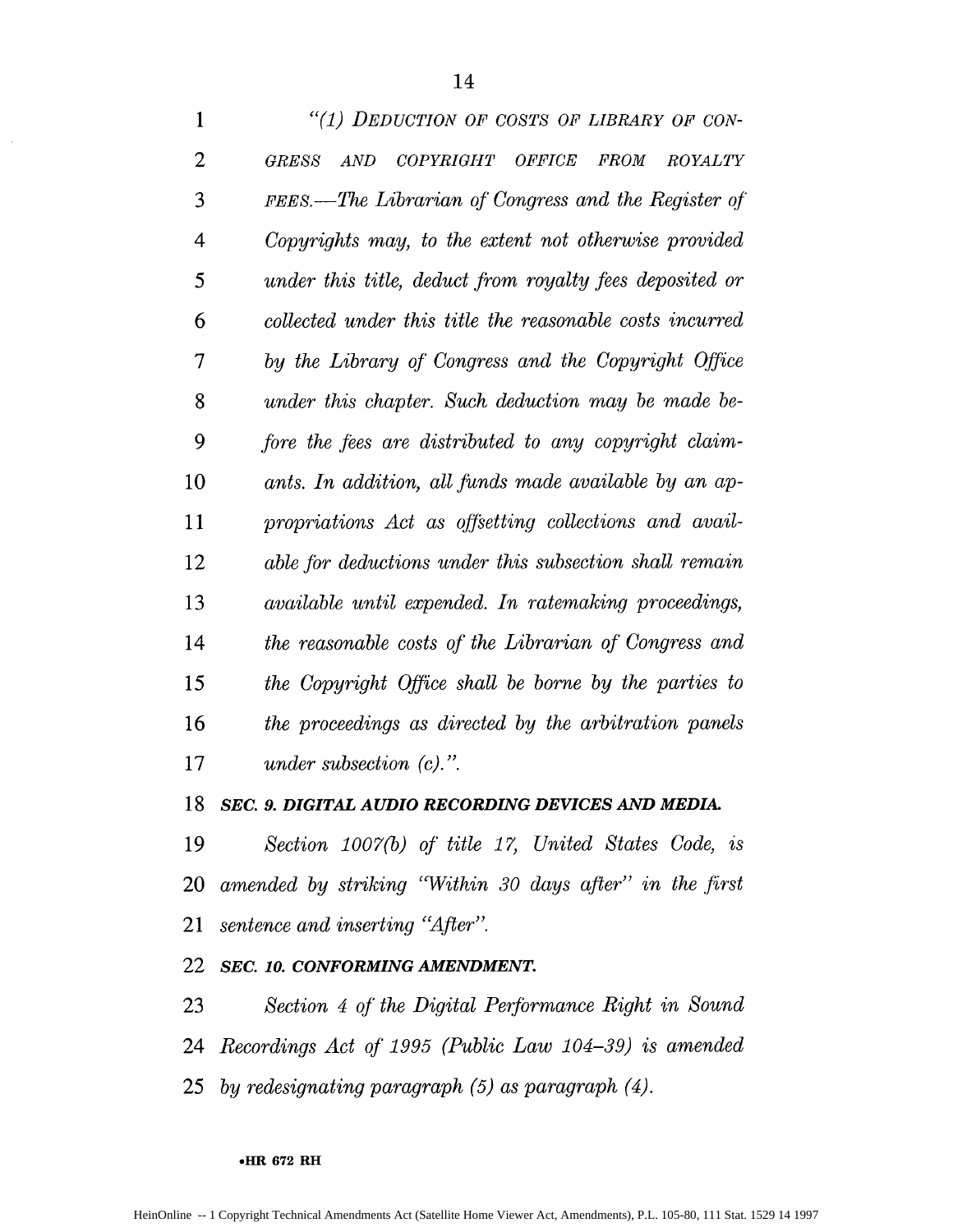*"(1) DEDUCTION OF COSTS OF LIBRARY OF CONGRESS AND COPYRIGHT OFFICE FROM ROYALTY FEES.—The Librarian of Congress and the Register of Copyrights may, to the extent not otherwise provided under this title, deduct from royalty fees deposited or collected under this title the reasonable costs incurred by the Library of Congress and the Copyright Office under this chapter. Such deduction may be made before the fees are distributed to any copyright claimants. In addition, all funds made available by an appropriations Act as offsetting collections and available for deductions under this subsection shall remain available until expended. In ratemaking proceedings, the reasonable costs of the Librarian of Congress and the Copyright Office shall be borne by the parties to the proceedings as directed by the arbitration panels under subsection (c).".*

***SEC. 9. DIGITAL AUDIO RECORDING DEVICES AND MEDIA.***

*Section 1007(b) of title 17, United States Code, is amended by striking "Within 30 days after" in the first sentence and inserting "After".*

***SEC. 10. CONFORMING AMENDMENT.***

*Section 4 of the Digital Performance Right in Sound Recordings Act of 1995 (Public Law 104–39) is amended by redesignating paragraph (5) as paragraph (4).*

•HR 672 RH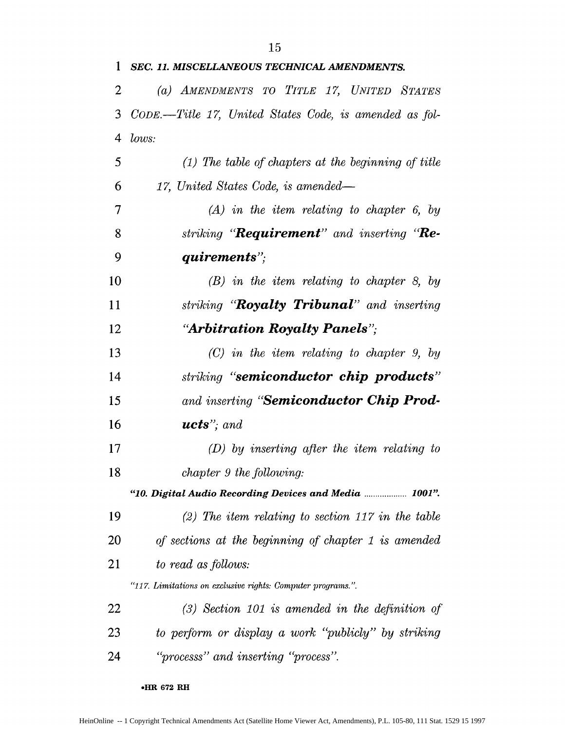***SEC. 11. MISCELLANEOUS TECHNICAL AMENDMENTS.***

*(a) AMENDMENTS TO TITLE 17, UNITED STATES CODE.—Title 17, United States Code, is amended as follows:*

*(1) The table of chapters at the beginning of title 17, United States Code, is amended—*

*(A) in the item relating to chapter 6, by striking "**Requirement**" and inserting "**Requirements**";*

*(B) in the item relating to chapter 8, by striking "**Royalty Tribunal**" and inserting "**Arbitration Royalty Panels**";*

*(C) in the item relating to chapter 9, by striking "**semiconductor chip products**" and inserting "**Semiconductor Chip Products**"; and*

*(D) by inserting after the item relating to chapter 9 the following:*

***"10. Digital Audio Recording Devices and Media .................. 1001".***

*(2) The item relating to section 117 in the table of sections at the beginning of chapter 1 is amended to read as follows:*

*"117. Limitations on exclusive rights: Computer programs.".*

*(3) Section 101 is amended in the definition of to perform or display a work "publicly" by striking "processs" and inserting "process".*

**•HR 672 RH**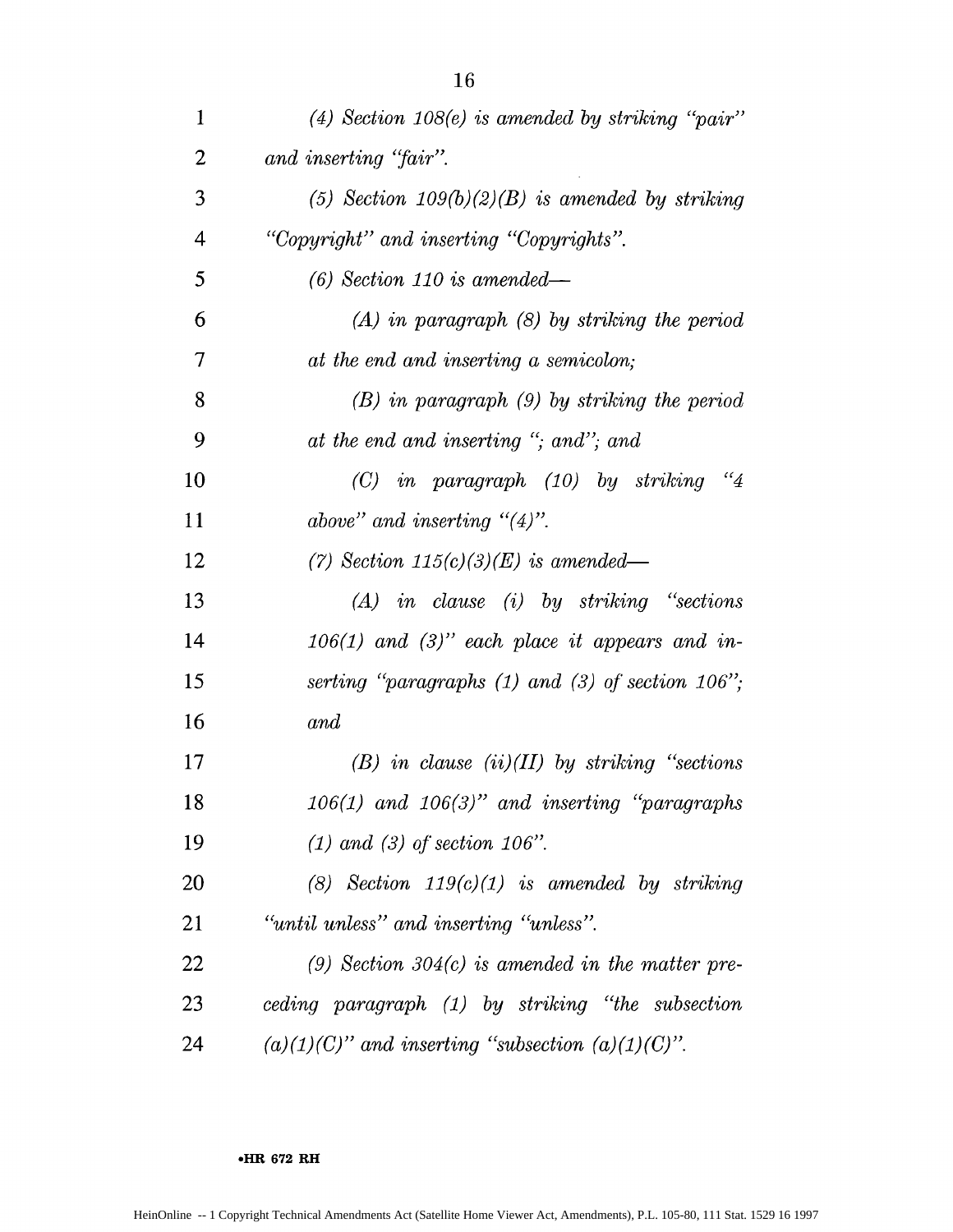*(4) Section 108(e) is amended by striking "pair" and inserting "fair".*

*(5) Section 109(b)(2)(B) is amended by striking "Copyright" and inserting "Copyrights".*

*(6) Section 110 is amended—*

*(A) in paragraph (8) by striking the period at the end and inserting a semicolon;*

*(B) in paragraph (9) by striking the period at the end and inserting "; and"; and*

*(C) in paragraph (10) by striking "4 above" and inserting "(4)".*

*(7) Section 115(c)(3)(E) is amended—*

*(A) in clause (i) by striking "sections 106(1) and (3)" each place it appears and inserting "paragraphs (1) and (3) of section 106"; and*

*(B) in clause (ii)(II) by striking "sections 106(1) and 106(3)" and inserting "paragraphs (1) and (3) of section 106".*

*(8) Section 119(c)(1) is amended by striking "until unless" and inserting "unless".*

*(9) Section 304(c) is amended in the matter preceding paragraph (1) by striking "the subsection (a)(1)(C)" and inserting "subsection (a)(1)(C)".*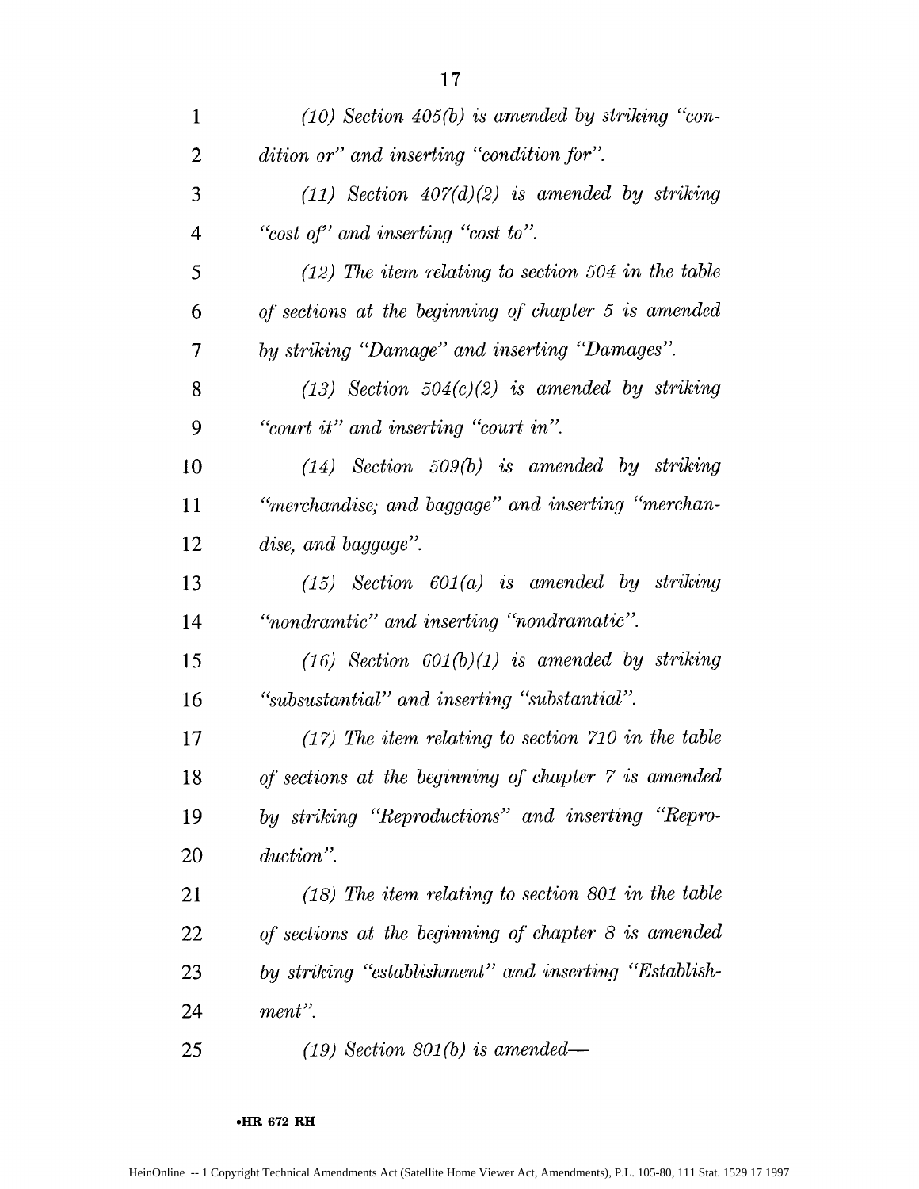*(10) Section 405(b) is amended by striking "condition or" and inserting "condition for".*

*(11) Section 407(d)(2) is amended by striking "cost of" and inserting "cost to".*

*(12) The item relating to section 504 in the table of sections at the beginning of chapter 5 is amended by striking "Damage" and inserting "Damages".*

*(13) Section 504(c)(2) is amended by striking "court it" and inserting "court in".*

*(14) Section 509(b) is amended by striking "merchandise; and baggage" and inserting "merchandise, and baggage".*

*(15) Section 601(a) is amended by striking "nondramtic" and inserting "nondramatic".*

*(16) Section 601(b)(1) is amended by striking "subsustantial" and inserting "substantial".*

*(17) The item relating to section 710 in the table of sections at the beginning of chapter 7 is amended by striking "Reproductions" and inserting "Reproduction".*

*(18) The item relating to section 801 in the table of sections at the beginning of chapter 8 is amended by striking "establishment" and inserting "Establishment".*

*(19) Section 801(b) is amended—*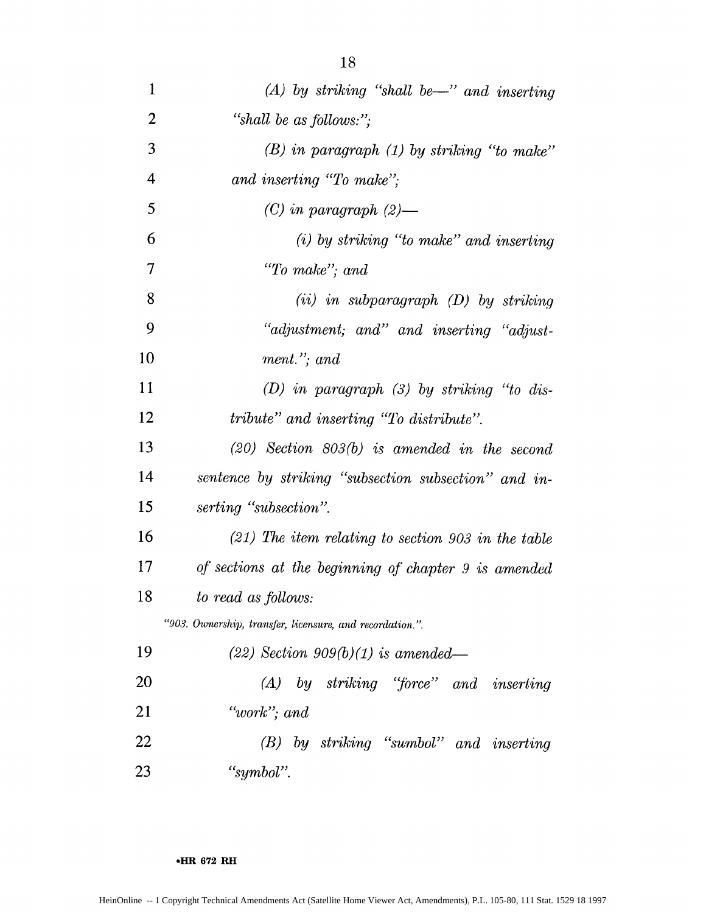*(A) by striking "shall be—" and inserting "shall be as follows:";*

*(B) in paragraph (1) by striking "to make" and inserting "To make";*

*(C) in paragraph (2)—*

*(i) by striking "to make" and inserting "To make"; and*

*(ii) in subparagraph (D) by striking "adjustment; and" and inserting "adjustment."; and*

*(D) in paragraph (3) by striking "to distribute" and inserting "To distribute".*

*(20) Section 803(b) is amended in the second sentence by striking "subsection subsection" and inserting "subsection".*

*(21) The item relating to section 903 in the table of sections at the beginning of chapter 9 is amended to read as follows:*

*"903. Ownership, transfer, licensure, and recordation.".*

*(22) Section 909(b)(1) is amended—*

*(A) by striking "force" and inserting "work"; and*

*(B) by striking "sumbol" and inserting "symbol".*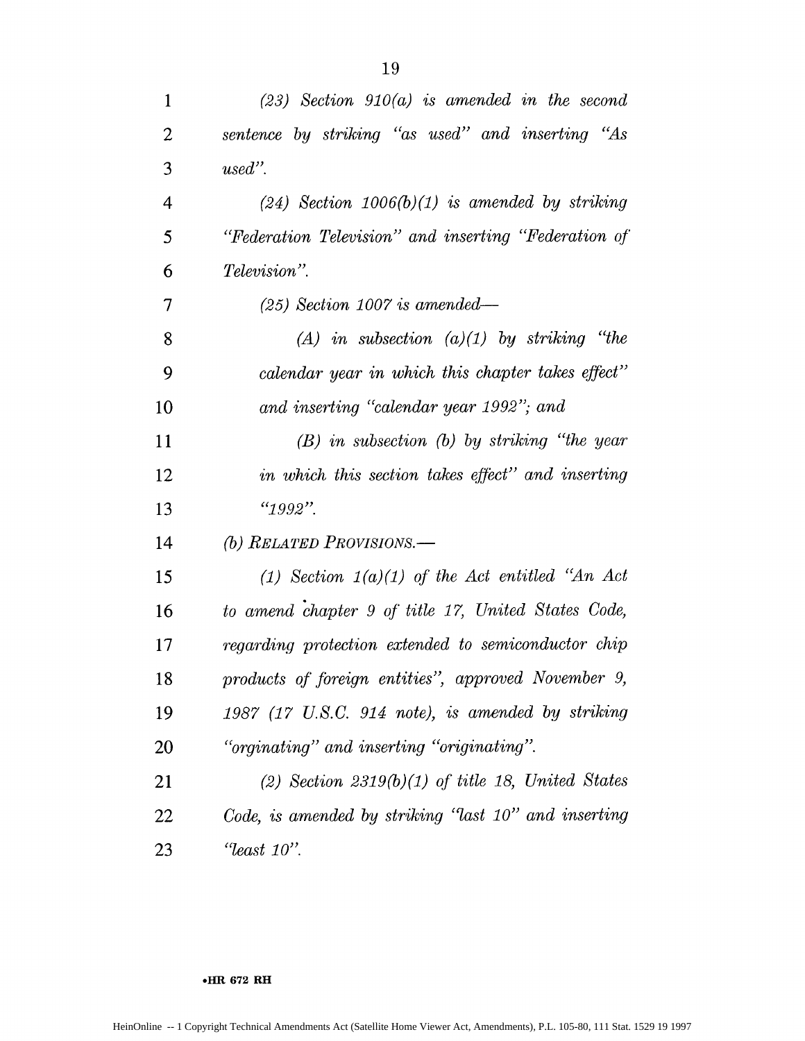*(23) Section 910(a) is amended in the second sentence by striking "as used" and inserting "As used".*

*(24) Section 1006(b)(1) is amended by striking "Federation Television" and inserting "Federation of Television".*

*(25) Section 1007 is amended—*

*(A) in subsection (a)(1) by striking "the calendar year in which this chapter takes effect" and inserting "calendar year 1992"; and*

*(B) in subsection (b) by striking "the year in which this section takes effect" and inserting "1992".*

*(b) RELATED PROVISIONS.—*

*(1) Section 1(a)(1) of the Act entitled "An Act to amend chapter 9 of title 17, United States Code, regarding protection extended to semiconductor chip products of foreign entities", approved November 9, 1987 (17 U.S.C. 914 note), is amended by striking "orginating" and inserting "originating".*

*(2) Section 2319(b)(1) of title 18, United States Code, is amended by striking "last 10" and inserting "least 10".*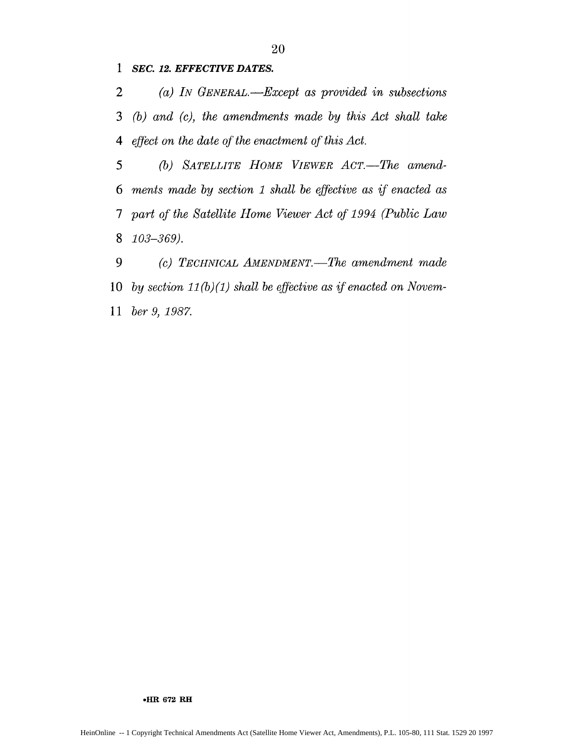***SEC. 12. EFFECTIVE DATES.***

*(a) IN GENERAL.—Except as provided in subsections (b) and (c), the amendments made by this Act shall take effect on the date of the enactment of this Act.*

*(b) SATELLITE HOME VIEWER ACT.—The amendments made by section 1 shall be effective as if enacted as part of the Satellite Home Viewer Act of 1994 (Public Law 103–369).*

*(c) TECHNICAL AMENDMENT.—The amendment made by section 11(b)(1) shall be effective as if enacted on November 9, 1987.*

•HR 672 RH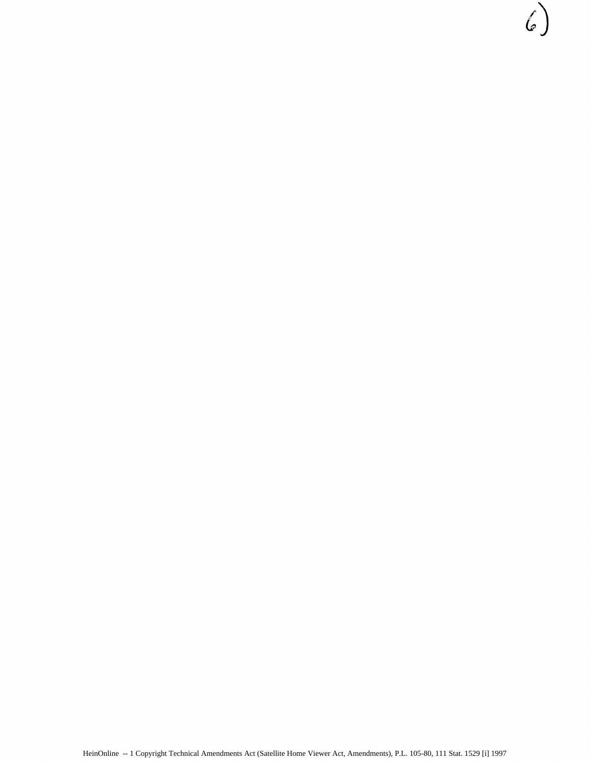6)